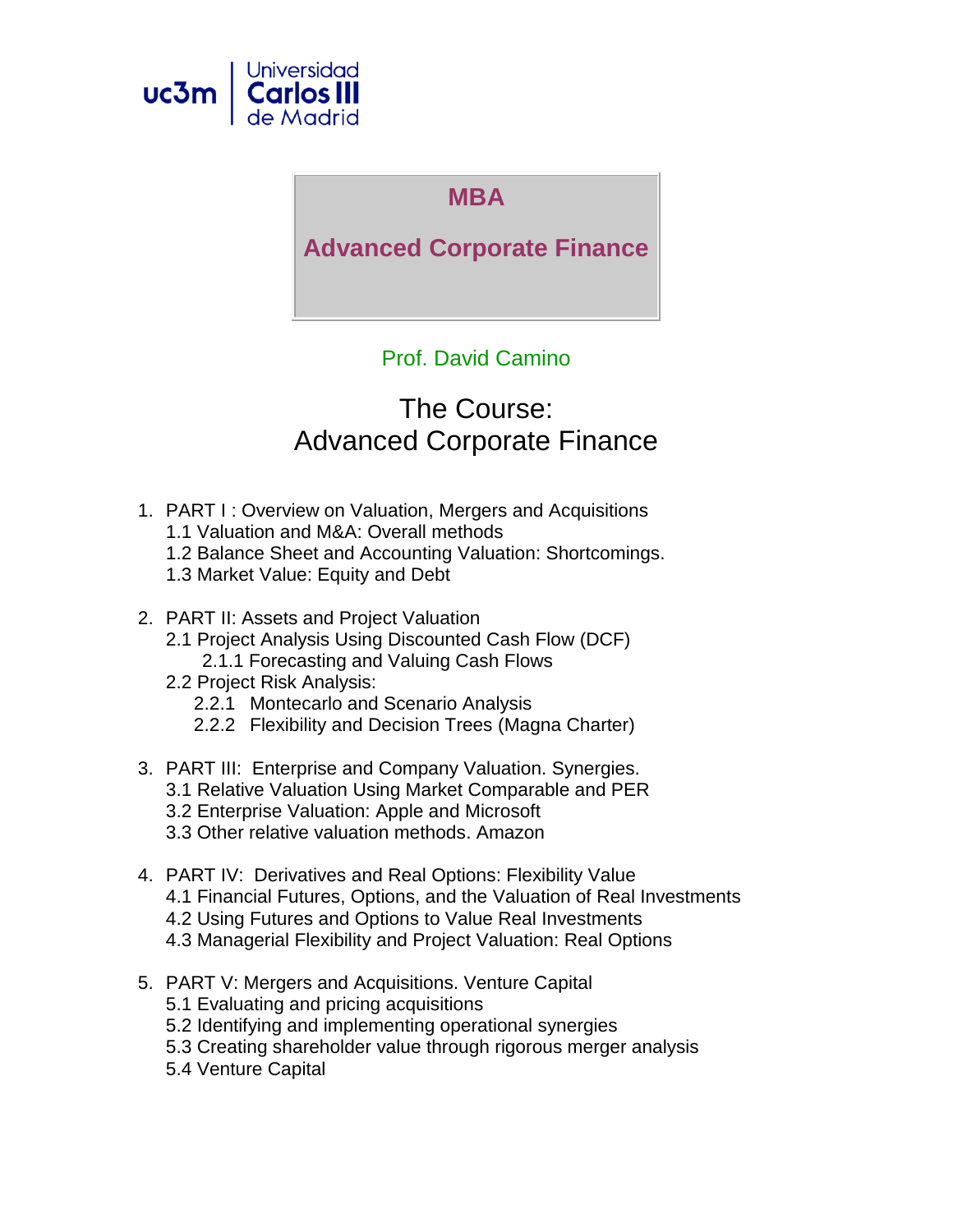Universidad Carlos III de Madrid

# MBA

# Advanced Corporate Finance

Prof. David Camino

## The Course: Advanced Corporate Finance

1. PART I : Overview on Valuation, Mergers and Acquisitions
   - 1.1 Valuation and M&A: Overall methods
   - 1.2 Balance Sheet and Accounting Valuation: Shortcomings.
   - 1.3 Market Value: Equity and Debt

2. PART II: Assets and Project Valuation
   - 2.1 Project Analysis Using Discounted Cash Flow (DCF)
     - 2.1.1 Forecasting and Valuing Cash Flows
   - 2.2 Project Risk Analysis:
     - 2.2.1 Montecarlo and Scenario Analysis
     - 2.2.2 Flexibility and Decision Trees (Magna Charter)

3. PART III: Enterprise and Company Valuation. Synergies.
   - 3.1 Relative Valuation Using Market Comparable and PER
   - 3.2 Enterprise Valuation: Apple and Microsoft
   - 3.3 Other relative valuation methods. Amazon

4. PART IV: Derivatives and Real Options: Flexibility Value
   - 4.1 Financial Futures, Options, and the Valuation of Real Investments
   - 4.2 Using Futures and Options to Value Real Investments
   - 4.3 Managerial Flexibility and Project Valuation: Real Options

5. PART V: Mergers and Acquisitions. Venture Capital
   - 5.1 Evaluating and pricing acquisitions
   - 5.2 Identifying and implementing operational synergies
   - 5.3 Creating shareholder value through rigorous merger analysis
   - 5.4 Venture Capital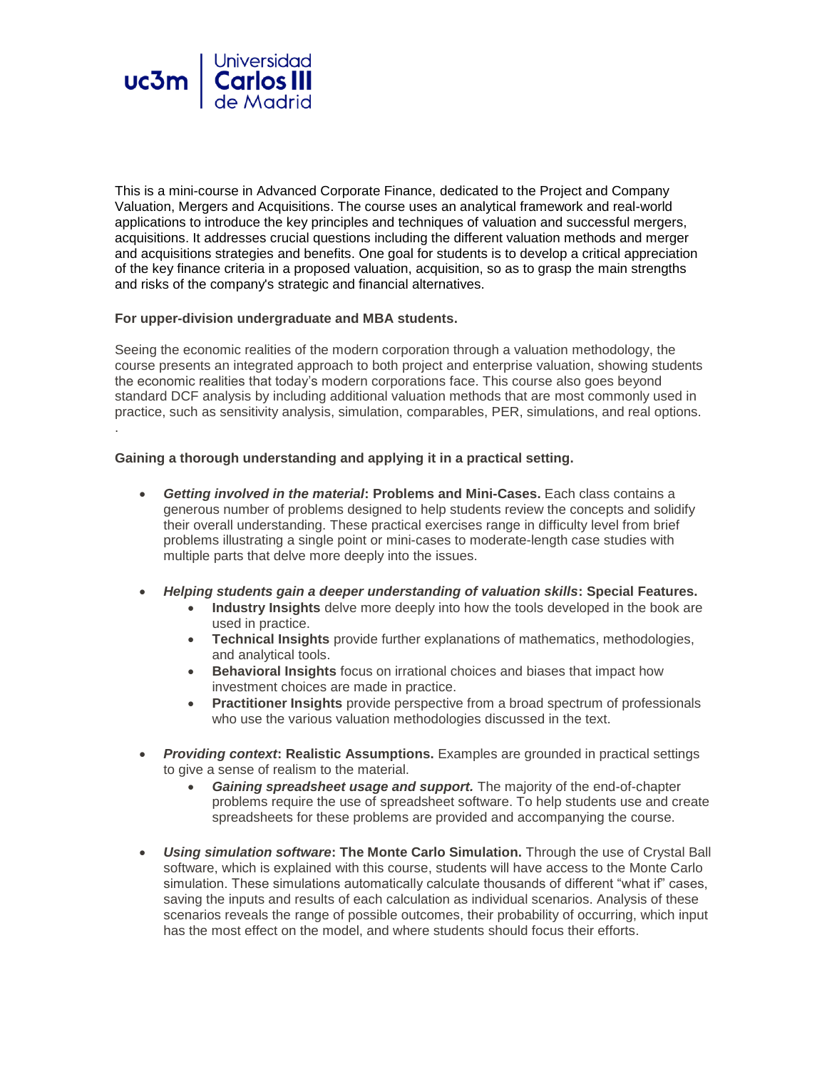This is a mini-course in Advanced Corporate Finance, dedicated to the Project and Company Valuation, Mergers and Acquisitions. The course uses an analytical framework and real-world applications to introduce the key principles and techniques of valuation and successful mergers, acquisitions. It addresses crucial questions including the different valuation methods and merger and acquisitions strategies and benefits. One goal for students is to develop a critical appreciation of the key finance criteria in a proposed valuation, acquisition, so as to grasp the main strengths and risks of the company's strategic and financial alternatives.

**For upper-division undergraduate and MBA students.**

Seeing the economic realities of the modern corporation through a valuation methodology, the course presents an integrated approach to both project and enterprise valuation, showing students the economic realities that today's modern corporations face. This course also goes beyond standard DCF analysis by including additional valuation methods that are most commonly used in practice, such as sensitivity analysis, simulation, comparables, PER, simulations, and real options.
.

**Gaining a thorough understanding and applying it in a practical setting.**

- ***Getting involved in the material*: Problems and Mini-Cases.** Each class contains a generous number of problems designed to help students review the concepts and solidify their overall understanding. These practical exercises range in difficulty level from brief problems illustrating a single point or mini-cases to moderate-length case studies with multiple parts that delve more deeply into the issues.

- ***Helping students gain a deeper understanding of valuation skills*: Special Features.**
    - **Industry Insights** delve more deeply into how the tools developed in the book are used in practice.
    - **Technical Insights** provide further explanations of mathematics, methodologies, and analytical tools.
    - **Behavioral Insights** focus on irrational choices and biases that impact how investment choices are made in practice.
    - **Practitioner Insights** provide perspective from a broad spectrum of professionals who use the various valuation methodologies discussed in the text.

- ***Providing context*: Realistic Assumptions.** Examples are grounded in practical settings to give a sense of realism to the material.
    - ***Gaining spreadsheet usage and support.*** The majority of the end-of-chapter problems require the use of spreadsheet software. To help students use and create spreadsheets for these problems are provided and accompanying the course.

- ***Using simulation software*: The Monte Carlo Simulation.** Through the use of Crystal Ball software, which is explained with this course, students will have access to the Monte Carlo simulation. These simulations automatically calculate thousands of different "what if" cases, saving the inputs and results of each calculation as individual scenarios. Analysis of these scenarios reveals the range of possible outcomes, their probability of occurring, which input has the most effect on the model, and where students should focus their efforts.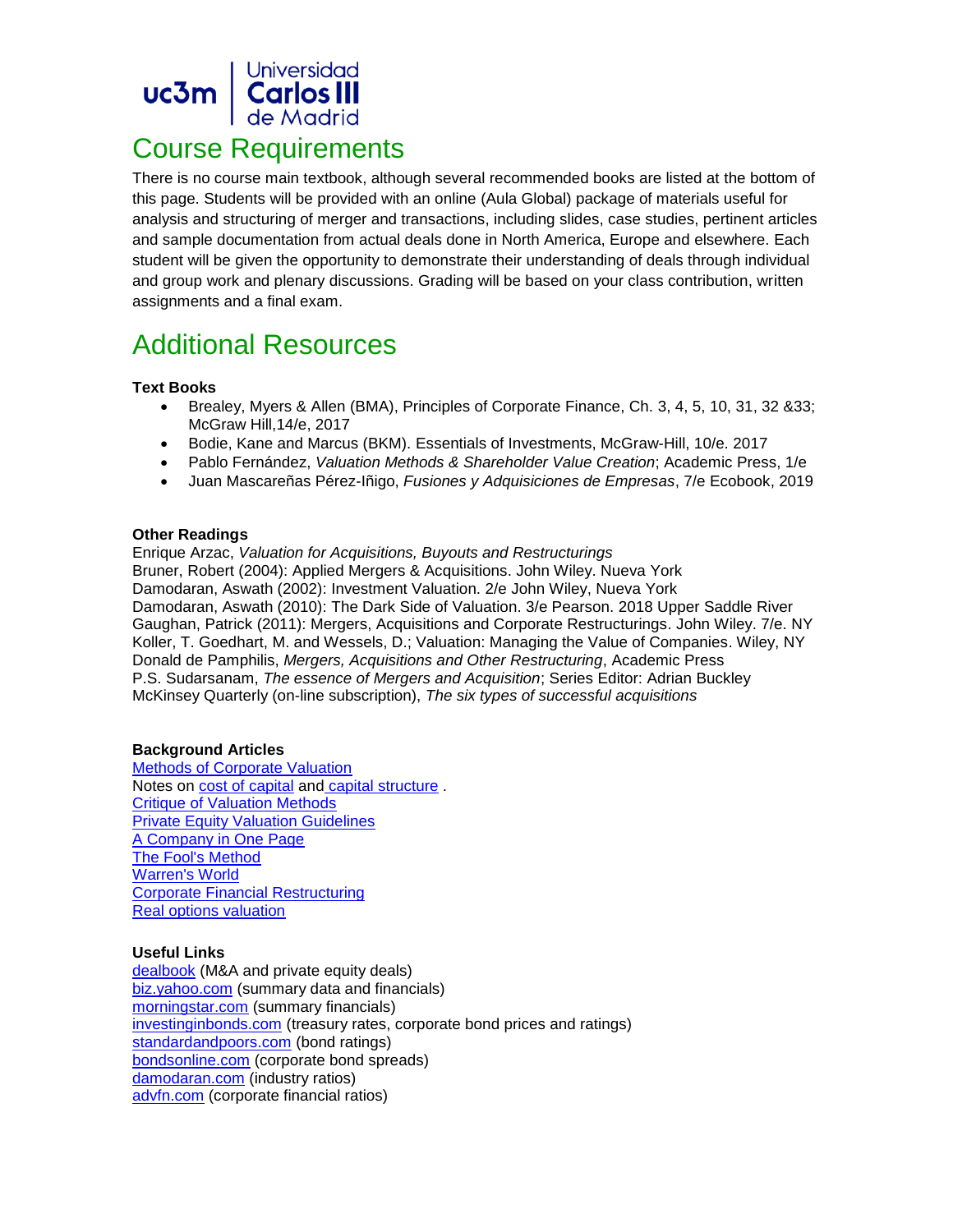# Course Requirements

There is no course main textbook, although several recommended books are listed at the bottom of this page. Students will be provided with an online (Aula Global) package of materials useful for analysis and structuring of merger and transactions, including slides, case studies, pertinent articles and sample documentation from actual deals done in North America, Europe and elsewhere. Each student will be given the opportunity to demonstrate their understanding of deals through individual and group work and plenary discussions. Grading will be based on your class contribution, written assignments and a final exam.

# Additional Resources

**Text Books**

- Brealey, Myers & Allen (BMA), Principles of Corporate Finance, Ch. 3, 4, 5, 10, 31, 32 &33; McGraw Hill,14/e, 2017
- Bodie, Kane and Marcus (BKM). Essentials of Investments, McGraw-Hill, 10/e. 2017
- Pablo Fernández, *Valuation Methods & Shareholder Value Creation*; Academic Press, 1/e
- Juan Mascareñas Pérez-Iñigo, *Fusiones y Adquisiciones de Empresas*, 7/e Ecobook, 2019

**Other Readings**

Enrique Arzac, *Valuation for Acquisitions, Buyouts and Restructurings*
Bruner, Robert (2004): Applied Mergers & Acquisitions. John Wiley. Nueva York
Damodaran, Aswath (2002): Investment Valuation. 2/e John Wiley, Nueva York
Damodaran, Aswath (2010): The Dark Side of Valuation. 3/e Pearson. 2018 Upper Saddle River
Gaughan, Patrick (2011): Mergers, Acquisitions and Corporate Restructurings. John Wiley. 7/e. NY
Koller, T. Goedhart, M. and Wessels, D.; Valuation: Managing the Value of Companies. Wiley, NY
Donald de Pamphilis, *Mergers, Acquisitions and Other Restructuring*, Academic Press
P.S. Sudarsanam, *The essence of Mergers and Acquisition*; Series Editor: Adrian Buckley
McKinsey Quarterly (on-line subscription), *The six types of successful acquisitions*

**Background Articles**

Methods of Corporate Valuation
Notes on cost of capital and capital structure .
Critique of Valuation Methods
Private Equity Valuation Guidelines
A Company in One Page
The Fool's Method
Warren's World
Corporate Financial Restructuring
Real options valuation

**Useful Links**

dealbook (M&A and private equity deals)
biz.yahoo.com (summary data and financials)
morningstar.com (summary financials)
investinginbonds.com (treasury rates, corporate bond prices and ratings)
standardandpoors.com (bond ratings)
bondsonline.com (corporate bond spreads)
damodaran.com (industry ratios)
advfn.com (corporate financial ratios)